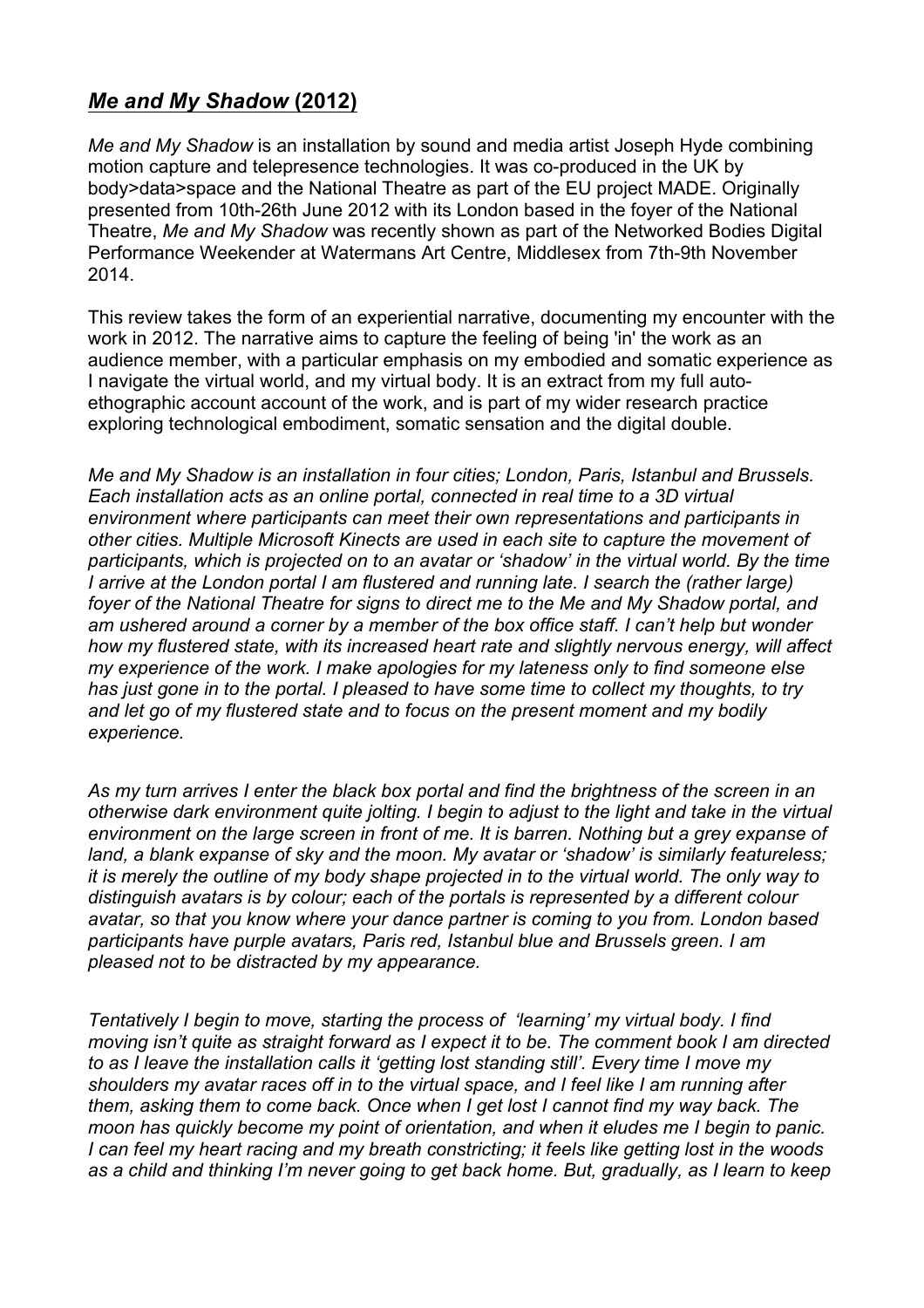## ***Me and My Shadow* (2012)**

*Me and My Shadow* is an installation by sound and media artist Joseph Hyde combining motion capture and telepresence technologies. It was co-produced in the UK by body>data>space and the National Theatre as part of the EU project MADE. Originally presented from 10th-26th June 2012 with its London based in the foyer of the National Theatre, *Me and My Shadow* was recently shown as part of the Networked Bodies Digital Performance Weekender at Watermans Art Centre, Middlesex from 7th-9th November 2014.

This review takes the form of an experiential narrative, documenting my encounter with the work in 2012. The narrative aims to capture the feeling of being 'in' the work as an audience member, with a particular emphasis on my embodied and somatic experience as I navigate the virtual world, and my virtual body. It is an extract from my full auto-ethographic account account of the work, and is part of my wider research practice exploring technological embodiment, somatic sensation and the digital double.

*Me and My Shadow is an installation in four cities; London, Paris, Istanbul and Brussels. Each installation acts as an online portal, connected in real time to a 3D virtual environment where participants can meet their own representations and participants in other cities. Multiple Microsoft Kinects are used in each site to capture the movement of participants, which is projected on to an avatar or 'shadow' in the virtual world. By the time I arrive at the London portal I am flustered and running late. I search the (rather large) foyer of the National Theatre for signs to direct me to the Me and My Shadow portal, and am ushered around a corner by a member of the box office staff. I can't help but wonder how my flustered state, with its increased heart rate and slightly nervous energy, will affect my experience of the work. I make apologies for my lateness only to find someone else has just gone in to the portal. I pleased to have some time to collect my thoughts, to try and let go of my flustered state and to focus on the present moment and my bodily experience.*

*As my turn arrives I enter the black box portal and find the brightness of the screen in an otherwise dark environment quite jolting. I begin to adjust to the light and take in the virtual environment on the large screen in front of me. It is barren. Nothing but a grey expanse of land, a blank expanse of sky and the moon. My avatar or 'shadow' is similarly featureless; it is merely the outline of my body shape projected in to the virtual world. The only way to distinguish avatars is by colour; each of the portals is represented by a different colour avatar, so that you know where your dance partner is coming to you from. London based participants have purple avatars, Paris red, Istanbul blue and Brussels green. I am pleased not to be distracted by my appearance.*

*Tentatively I begin to move, starting the process of 'learning' my virtual body. I find moving isn't quite as straight forward as I expect it to be. The comment book I am directed to as I leave the installation calls it 'getting lost standing still'. Every time I move my shoulders my avatar races off in to the virtual space, and I feel like I am running after them, asking them to come back. Once when I get lost I cannot find my way back. The moon has quickly become my point of orientation, and when it eludes me I begin to panic. I can feel my heart racing and my breath constricting; it feels like getting lost in the woods as a child and thinking I'm never going to get back home. But, gradually, as I learn to keep*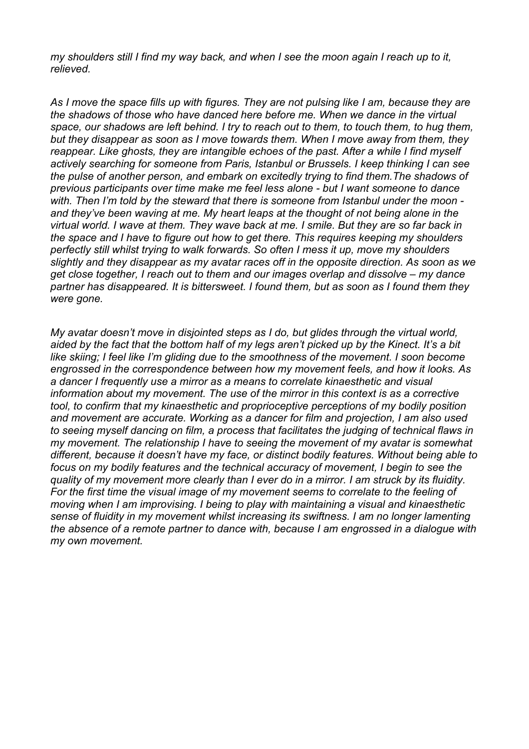*my shoulders still I find my way back, and when I see the moon again I reach up to it, relieved.*

*As I move the space fills up with figures. They are not pulsing like I am, because they are the shadows of those who have danced here before me. When we dance in the virtual space, our shadows are left behind. I try to reach out to them, to touch them, to hug them, but they disappear as soon as I move towards them. When I move away from them, they reappear. Like ghosts, they are intangible echoes of the past. After a while I find myself actively searching for someone from Paris, Istanbul or Brussels. I keep thinking I can see the pulse of another person, and embark on excitedly trying to find them.The shadows of previous participants over time make me feel less alone - but I want someone to dance with. Then I'm told by the steward that there is someone from Istanbul under the moon - and they've been waving at me. My heart leaps at the thought of not being alone in the virtual world. I wave at them. They wave back at me. I smile. But they are so far back in the space and I have to figure out how to get there. This requires keeping my shoulders perfectly still whilst trying to walk forwards. So often I mess it up, move my shoulders slightly and they disappear as my avatar races off in the opposite direction. As soon as we get close together, I reach out to them and our images overlap and dissolve – my dance partner has disappeared. It is bittersweet. I found them, but as soon as I found them they were gone.*

*My avatar doesn't move in disjointed steps as I do, but glides through the virtual world, aided by the fact that the bottom half of my legs aren't picked up by the Kinect. It's a bit like skiing; I feel like I'm gliding due to the smoothness of the movement. I soon become engrossed in the correspondence between how my movement feels, and how it looks. As a dancer I frequently use a mirror as a means to correlate kinaesthetic and visual information about my movement. The use of the mirror in this context is as a corrective tool, to confirm that my kinaesthetic and proprioceptive perceptions of my bodily position and movement are accurate. Working as a dancer for film and projection, I am also used to seeing myself dancing on film, a process that facilitates the judging of technical flaws in my movement. The relationship I have to seeing the movement of my avatar is somewhat different, because it doesn't have my face, or distinct bodily features. Without being able to focus on my bodily features and the technical accuracy of movement, I begin to see the quality of my movement more clearly than I ever do in a mirror. I am struck by its fluidity. For the first time the visual image of my movement seems to correlate to the feeling of moving when I am improvising. I being to play with maintaining a visual and kinaesthetic sense of fluidity in my movement whilst increasing its swiftness. I am no longer lamenting the absence of a remote partner to dance with, because I am engrossed in a dialogue with my own movement.*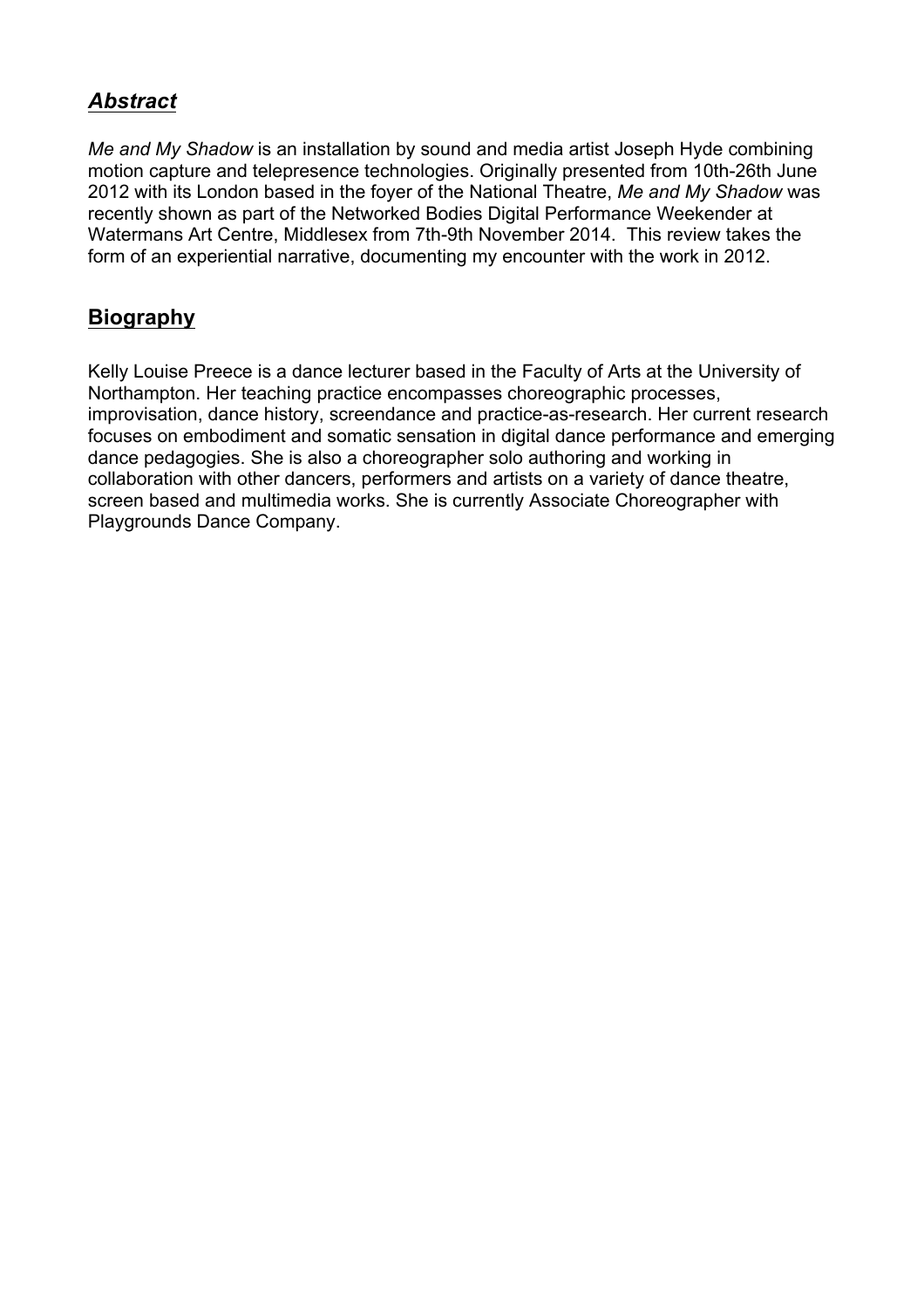## ***Abstract***

*Me and My Shadow* is an installation by sound and media artist Joseph Hyde combining motion capture and telepresence technologies. Originally presented from 10th-26th June 2012 with its London based in the foyer of the National Theatre, *Me and My Shadow* was recently shown as part of the Networked Bodies Digital Performance Weekender at Watermans Art Centre, Middlesex from 7th-9th November 2014. This review takes the form of an experiential narrative, documenting my encounter with the work in 2012.

## **Biography**

Kelly Louise Preece is a dance lecturer based in the Faculty of Arts at the University of Northampton. Her teaching practice encompasses choreographic processes, improvisation, dance history, screendance and practice-as-research. Her current research focuses on embodiment and somatic sensation in digital dance performance and emerging dance pedagogies. She is also a choreographer solo authoring and working in collaboration with other dancers, performers and artists on a variety of dance theatre, screen based and multimedia works. She is currently Associate Choreographer with Playgrounds Dance Company.